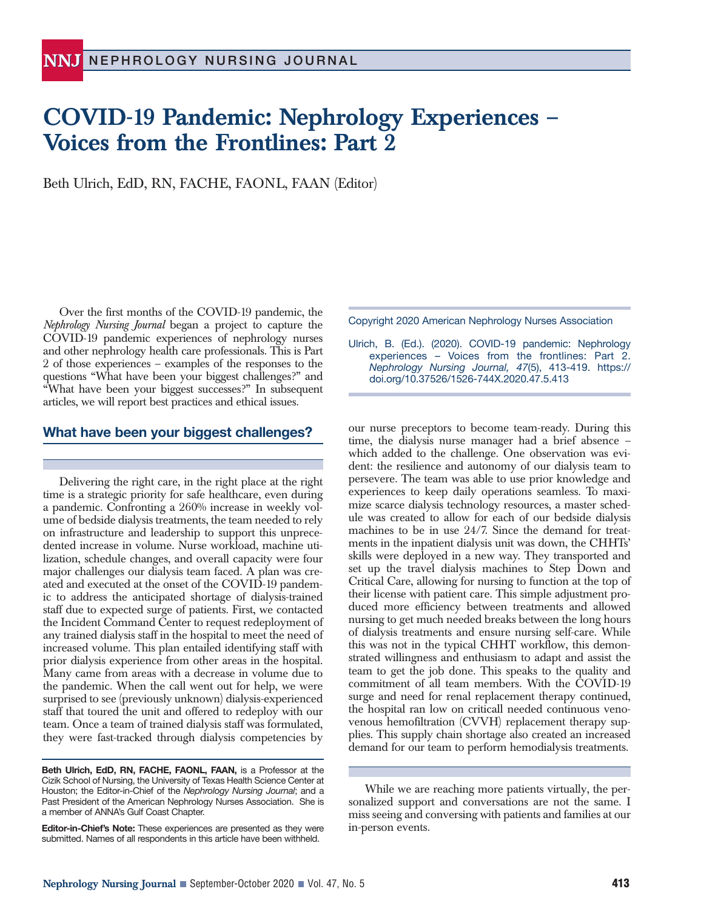# COVID-19 Pandemic: Nephrology Experiences – Voices from the Frontlines: Part 2

Beth Ulrich, EdD, RN, FACHE, FAONL, FAAN (Editor)

Over the first months of the COVID-19 pandemic, the *Nephrology Nursing Journal* began a project to capture the COVID-19 pandemic experiences of nephrology nurses and other nephrology health care professionals. This is Part 2 of those experiences – examples of the responses to the questions "What have been your biggest challenges?" and "What have been your biggest successes?" In subsequent articles, we will report best practices and ethical issues.

Copyright 2020 American Nephrology Nurses Association

Ulrich, B. (Ed.). (2020). COVID-19 pandemic: Nephrology experiences – Voices from the frontlines: Part 2. *Nephrology Nursing Journal, 47*(5), 413-419. https://doi.org/10.37526/1526-744X.2020.47.5.413

## What have been your biggest challenges?

Delivering the right care, in the right place at the right time is a strategic priority for safe healthcare, even during a pandemic. Confronting a 260% increase in weekly volume of bedside dialysis treatments, the team needed to rely on infrastructure and leadership to support this unprecedented increase in volume. Nurse workload, machine utilization, schedule changes, and overall capacity were four major challenges our dialysis team faced. A plan was created and executed at the onset of the COVID-19 pandemic to address the anticipated shortage of dialysis-trained staff due to expected surge of patients. First, we contacted the Incident Command Center to request redeployment of any trained dialysis staff in the hospital to meet the need of increased volume. This plan entailed identifying staff with prior dialysis experience from other areas in the hospital. Many came from areas with a decrease in volume due to the pandemic. When the call went out for help, we were surprised to see (previously unknown) dialysis-experienced staff that toured the unit and offered to redeploy with our team. Once a team of trained dialysis staff was formulated, they were fast-tracked through dialysis competencies by our nurse preceptors to become team-ready. During this time, the dialysis nurse manager had a brief absence – which added to the challenge. One observation was evident: the resilience and autonomy of our dialysis team to persevere. The team was able to use prior knowledge and experiences to keep daily operations seamless. To maximize scarce dialysis technology resources, a master schedule was created to allow for each of our bedside dialysis machines to be in use 24/7. Since the demand for treatments in the inpatient dialysis unit was down, the CHHTs' skills were deployed in a new way. They transported and set up the travel dialysis machines to Step Down and Critical Care, allowing for nursing to function at the top of their license with patient care. This simple adjustment produced more efficiency between treatments and allowed nursing to get much needed breaks between the long hours of dialysis treatments and ensure nursing self-care. While this was not in the typical CHHT workflow, this demonstrated willingness and enthusiasm to adapt and assist the team to get the job done. This speaks to the quality and commitment of all team members. With the COVID-19 surge and need for renal replacement therapy continued, the hospital ran low on criticall needed continuous veno-venous hemofiltration (CVVH) replacement therapy supplies. This supply chain shortage also created an increased demand for our team to perform hemodialysis treatments.

While we are reaching more patients virtually, the personalized support and conversations are not the same. I miss seeing and conversing with patients and families at our in-person events.

**Beth Ulrich, EdD, RN, FACHE, FAONL, FAAN,** is a Professor at the Cizik School of Nursing, the University of Texas Health Science Center at Houston; the Editor-in-Chief of the *Nephrology Nursing Journal*; and a Past President of the American Nephrology Nurses Association. She is a member of ANNA's Gulf Coast Chapter.

**Editor-in-Chief's Note:** These experiences are presented as they were submitted. Names of all respondents in this article have been withheld.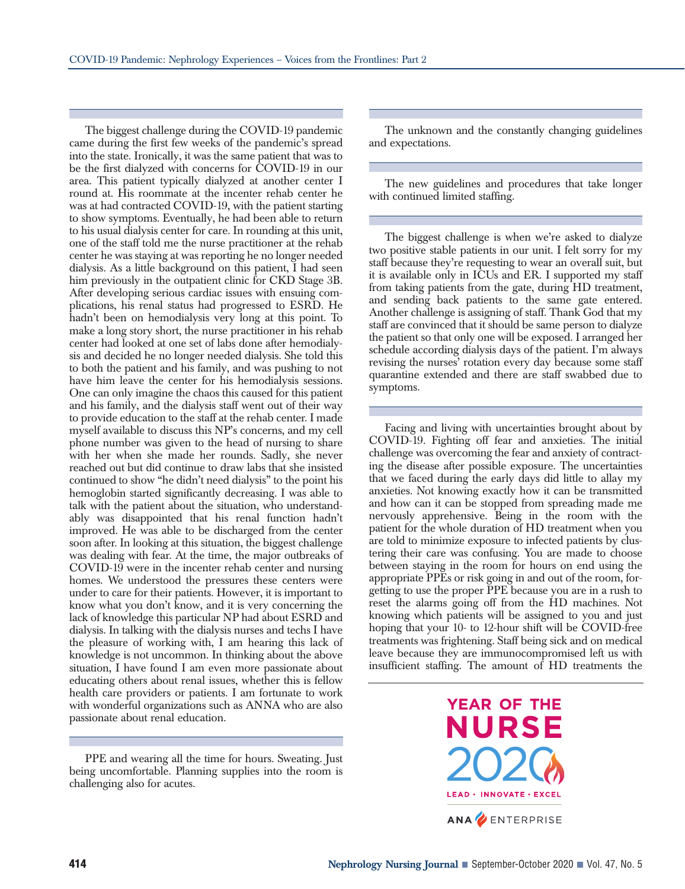The biggest challenge during the COVID-19 pandemic came during the first few weeks of the pandemic's spread into the state. Ironically, it was the same patient that was to be the first dialyzed with concerns for COVID-19 in our area. This patient typically dialyzed at another center I round at. His roommate at the incenter rehab center he was at had contracted COVID-19, with the patient starting to show symptoms. Eventually, he had been able to return to his usual dialysis center for care. In rounding at this unit, one of the staff told me the nurse practitioner at the rehab center he was staying at was reporting he no longer needed dialysis. As a little background on this patient, I had seen him previously in the outpatient clinic for CKD Stage 3B. After developing serious cardiac issues with ensuing complications, his renal status had progressed to ESRD. He hadn't been on hemodialysis very long at this point. To make a long story short, the nurse practitioner in his rehab center had looked at one set of labs done after hemodialysis and decided he no longer needed dialysis. She told this to both the patient and his family, and was pushing to not have him leave the center for his hemodialysis sessions. One can only imagine the chaos this caused for this patient and his family, and the dialysis staff went out of their way to provide education to the staff at the rehab center. I made myself available to discuss this NP's concerns, and my cell phone number was given to the head of nursing to share with her when she made her rounds. Sadly, she never reached out but did continue to draw labs that she insisted continued to show "he didn't need dialysis" to the point his hemoglobin started significantly decreasing. I was able to talk with the patient about the situation, who understandably was disappointed that his renal function hadn't improved. He was able to be discharged from the center soon after. In looking at this situation, the biggest challenge was dealing with fear. At the time, the major outbreaks of COVID-19 were in the incenter rehab center and nursing homes. We understood the pressures these centers were under to care for their patients. However, it is important to know what you don't know, and it is very concerning the lack of knowledge this particular NP had about ESRD and dialysis. In talking with the dialysis nurses and techs I have the pleasure of working with, I am hearing this lack of knowledge is not uncommon. In thinking about the above situation, I have found I am even more passionate about educating others about renal issues, whether this is fellow health care providers or patients. I am fortunate to work with wonderful organizations such as ANNA who are also passionate about renal education.

---

PPE and wearing all the time for hours. Sweating. Just being uncomfortable. Planning supplies into the room is challenging also for acutes.

---

The unknown and the constantly changing guidelines and expectations.

---

The new guidelines and procedures that take longer with continued limited staffing.

---

The biggest challenge is when we're asked to dialyze two positive stable patients in our unit. I felt sorry for my staff because they're requesting to wear an overall suit, but it is available only in ICUs and ER. I supported my staff from taking patients from the gate, during HD treatment, and sending back patients to the same gate entered. Another challenge is assigning of staff. Thank God that my staff are convinced that it should be same person to dialyze the patient so that only one will be exposed. I arranged her schedule according dialysis days of the patient. I'm always revising the nurses' rotation every day because some staff quarantine extended and there are staff swabbed due to symptoms.

---

Facing and living with uncertainties brought about by COVID-19. Fighting off fear and anxieties. The initial challenge was overcoming the fear and anxiety of contracting the disease after possible exposure. The uncertainties that we faced during the early days did little to allay my anxieties. Not knowing exactly how it can be transmitted and how can it can be stopped from spreading made me nervously apprehensive. Being in the room with the patient for the whole duration of HD treatment when you are told to minimize exposure to infected patients by clustering their care was confusing. You are made to choose between staying in the room for hours on end using the appropriate PPEs or risk going in and out of the room, forgetting to use the proper PPE because you are in a rush to reset the alarms going off from the HD machines. Not knowing which patients will be assigned to you and just hoping that your 10- to 12-hour shift will be COVID-free treatments was frightening. Staff being sick and on medical leave because they are immunocompromised left us with insufficient staffing. The amount of HD treatments the

YEAR OF THE NURSE 2020

LEAD • INNOVATE • EXCEL

ANA ENTERPRISE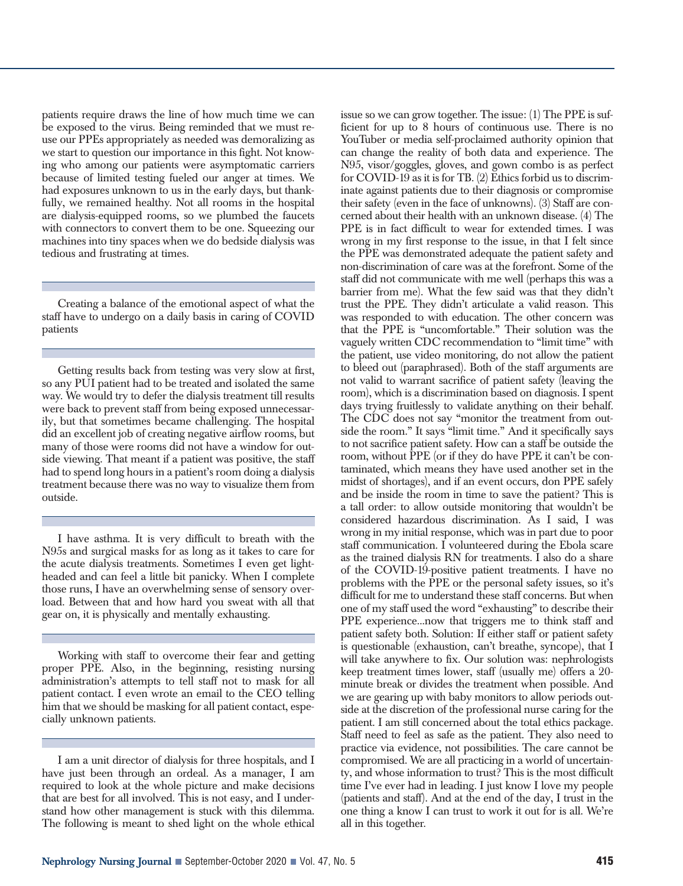patients require draws the line of how much time we can be exposed to the virus. Being reminded that we must reuse our PPEs appropriately as needed was demoralizing as we start to question our importance in this fight. Not knowing who among our patients were asymptomatic carriers because of limited testing fueled our anger at times. We had exposures unknown to us in the early days, but thankfully, we remained healthy. Not all rooms in the hospital are dialysis-equipped rooms, so we plumbed the faucets with connectors to convert them to be one. Squeezing our machines into tiny spaces when we do bedside dialysis was tedious and frustrating at times.

---

Creating a balance of the emotional aspect of what the staff have to undergo on a daily basis in caring of COVID patients

---

Getting results back from testing was very slow at first, so any PUI patient had to be treated and isolated the same way. We would try to defer the dialysis treatment till results were back to prevent staff from being exposed unnecessarily, but that sometimes became challenging. The hospital did an excellent job of creating negative airflow rooms, but many of those were rooms did not have a window for outside viewing. That meant if a patient was positive, the staff had to spend long hours in a patient's room doing a dialysis treatment because there was no way to visualize them from outside.

---

I have asthma. It is very difficult to breath with the N95s and surgical masks for as long as it takes to care for the acute dialysis treatments. Sometimes I even get lightheaded and can feel a little bit panicky. When I complete those runs, I have an overwhelming sense of sensory overload. Between that and how hard you sweat with all that gear on, it is physically and mentally exhausting.

---

Working with staff to overcome their fear and getting proper PPE. Also, in the beginning, resisting nursing administration's attempts to tell staff not to mask for all patient contact. I even wrote an email to the CEO telling him that we should be masking for all patient contact, especially unknown patients.

---

I am a unit director of dialysis for three hospitals, and I have just been through an ordeal. As a manager, I am required to look at the whole picture and make decisions that are best for all involved. This is not easy, and I understand how other management is stuck with this dilemma. The following is meant to shed light on the whole ethical issue so we can grow together. The issue: (1) The PPE is sufficient for up to 8 hours of continuous use. There is no YouTuber or media self-proclaimed authority opinion that can change the reality of both data and experience. The N95, visor/goggles, gloves, and gown combo is as perfect for COVID-19 as it is for TB. (2) Ethics forbid us to discriminate against patients due to their diagnosis or compromise their safety (even in the face of unknowns). (3) Staff are concerned about their health with an unknown disease. (4) The PPE is in fact difficult to wear for extended times. I was wrong in my first response to the issue, in that I felt since the PPE was demonstrated adequate the patient safety and non-discrimination of care was at the forefront. Some of the staff did not communicate with me well (perhaps this was a barrier from me). What the few said was that they didn't trust the PPE. They didn't articulate a valid reason. This was responded to with education. The other concern was that the PPE is "uncomfortable." Their solution was the vaguely written CDC recommendation to "limit time" with the patient, use video monitoring, do not allow the patient to bleed out (paraphrased). Both of the staff arguments are not valid to warrant sacrifice of patient safety (leaving the room), which is a discrimination based on diagnosis. I spent days trying fruitlessly to validate anything on their behalf. The CDC does not say "monitor the treatment from outside the room." It says "limit time." And it specifically says to not sacrifice patient safety. How can a staff be outside the room, without PPE (or if they do have PPE it can't be contaminated, which means they have used another set in the midst of shortages), and if an event occurs, don PPE safely and be inside the room in time to save the patient? This is a tall order: to allow outside monitoring that wouldn't be considered hazardous discrimination. As I said, I was wrong in my initial response, which was in part due to poor staff communication. I volunteered during the Ebola scare as the trained dialysis RN for treatments. I also do a share of the COVID-19-positive patient treatments. I have no problems with the PPE or the personal safety issues, so it's difficult for me to understand these staff concerns. But when one of my staff used the word "exhausting" to describe their PPE experience...now that triggers me to think staff and patient safety both. Solution: If either staff or patient safety is questionable (exhaustion, can't breathe, syncope), that I will take anywhere to fix. Our solution was: nephrologists keep treatment times lower, staff (usually me) offers a 20-minute break or divides the treatment when possible. And we are gearing up with baby monitors to allow periods outside at the discretion of the professional nurse caring for the patient. I am still concerned about the total ethics package. Staff need to feel as safe as the patient. They also need to practice via evidence, not possibilities. The care cannot be compromised. We are all practicing in a world of uncertainty, and whose information to trust? This is the most difficult time I've ever had in leading. I just know I love my people (patients and staff). And at the end of the day, I trust in the one thing a know I can trust to work it out for is all. We're all in this together.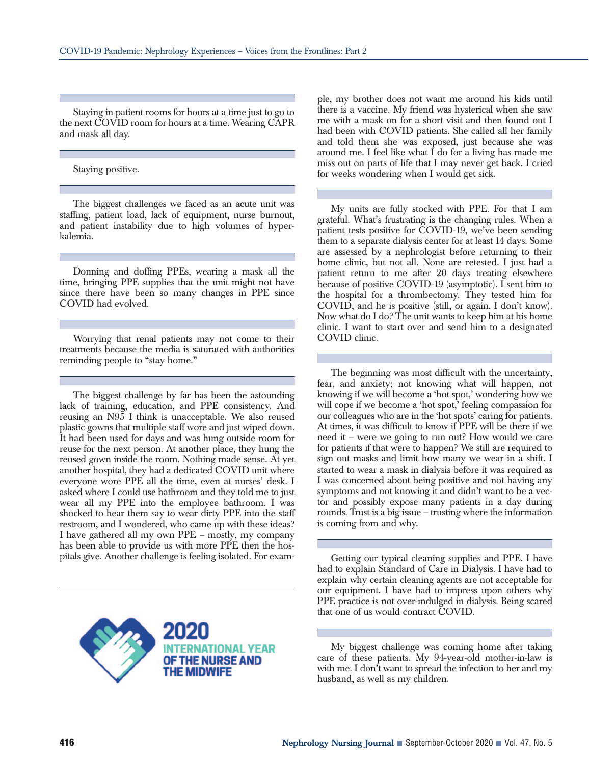Staying in patient rooms for hours at a time just to go to the next COVID room for hours at a time. Wearing CAPR and mask all day.

---

Staying positive.

---

The biggest challenges we faced as an acute unit was staffing, patient load, lack of equipment, nurse burnout, and patient instability due to high volumes of hyperkalemia.

---

Donning and doffing PPEs, wearing a mask all the time, bringing PPE supplies that the unit might not have since there have been so many changes in PPE since COVID had evolved.

---

Worrying that renal patients may not come to their treatments because the media is saturated with authorities reminding people to "stay home."

---

The biggest challenge by far has been the astounding lack of training, education, and PPE consistency. And reusing an N95 I think is unacceptable. We also reused plastic gowns that multiple staff wore and just wiped down. It had been used for days and was hung outside room for reuse for the next person. At another place, they hung the reused gown inside the room. Nothing made sense. At yet another hospital, they had a dedicated COVID unit where everyone wore PPE all the time, even at nurses' desk. I asked where I could use bathroom and they told me to just wear all my PPE into the employee bathroom. I was shocked to hear them say to wear dirty PPE into the staff restroom, and I wondered, who came up with these ideas? I have gathered all my own PPE – mostly, my company has been able to provide us with more PPE then the hospitals give. Another challenge is feeling isolated. For example, my brother does not want me around his kids until there is a vaccine. My friend was hysterical when she saw me with a mask on for a short visit and then found out I had been with COVID patients. She called all her family and told them she was exposed, just because she was around me. I feel like what I do for a living has made me miss out on parts of life that I may never get back. I cried for weeks wondering when I would get sick.

---

My units are fully stocked with PPE. For that I am grateful. What's frustrating is the changing rules. When a patient tests positive for COVID-19, we've been sending them to a separate dialysis center for at least 14 days. Some are assessed by a nephrologist before returning to their home clinic, but not all. None are retested. I just had a patient return to me after 20 days treating elsewhere because of positive COVID-19 (asymptotic). I sent him to the hospital for a thrombectomy. They tested him for COVID, and he is positive (still, or again. I don't know). Now what do I do? The unit wants to keep him at his home clinic. I want to start over and send him to a designated COVID clinic.

---

The beginning was most difficult with the uncertainty, fear, and anxiety; not knowing what will happen, not knowing if we will become a 'hot spot,' wondering how we will cope if we become a 'hot spot,' feeling compassion for our colleagues who are in the 'hot spots' caring for patients. At times, it was difficult to know if PPE will be there if we need it – were we going to run out? How would we care for patients if that were to happen? We still are required to sign out masks and limit how many we wear in a shift. I started to wear a mask in dialysis before it was required as I was concerned about being positive and not having any symptoms and not knowing it and didn't want to be a vector and possibly expose many patients in a day during rounds. Trust is a big issue – trusting where the information is coming from and why.

---

Getting our typical cleaning supplies and PPE. I have had to explain Standard of Care in Dialysis. I have had to explain why certain cleaning agents are not acceptable for our equipment. I have had to impress upon others why PPE practice is not over-indulged in dialysis. Being scared that one of us would contract COVID.

---

My biggest challenge was coming home after taking care of these patients. My 94-year-old mother-in-law is with me. I don't want to spread the infection to her and my husband, as well as my children.

---

2020 INTERNATIONAL YEAR OF THE NURSE AND THE MIDWIFE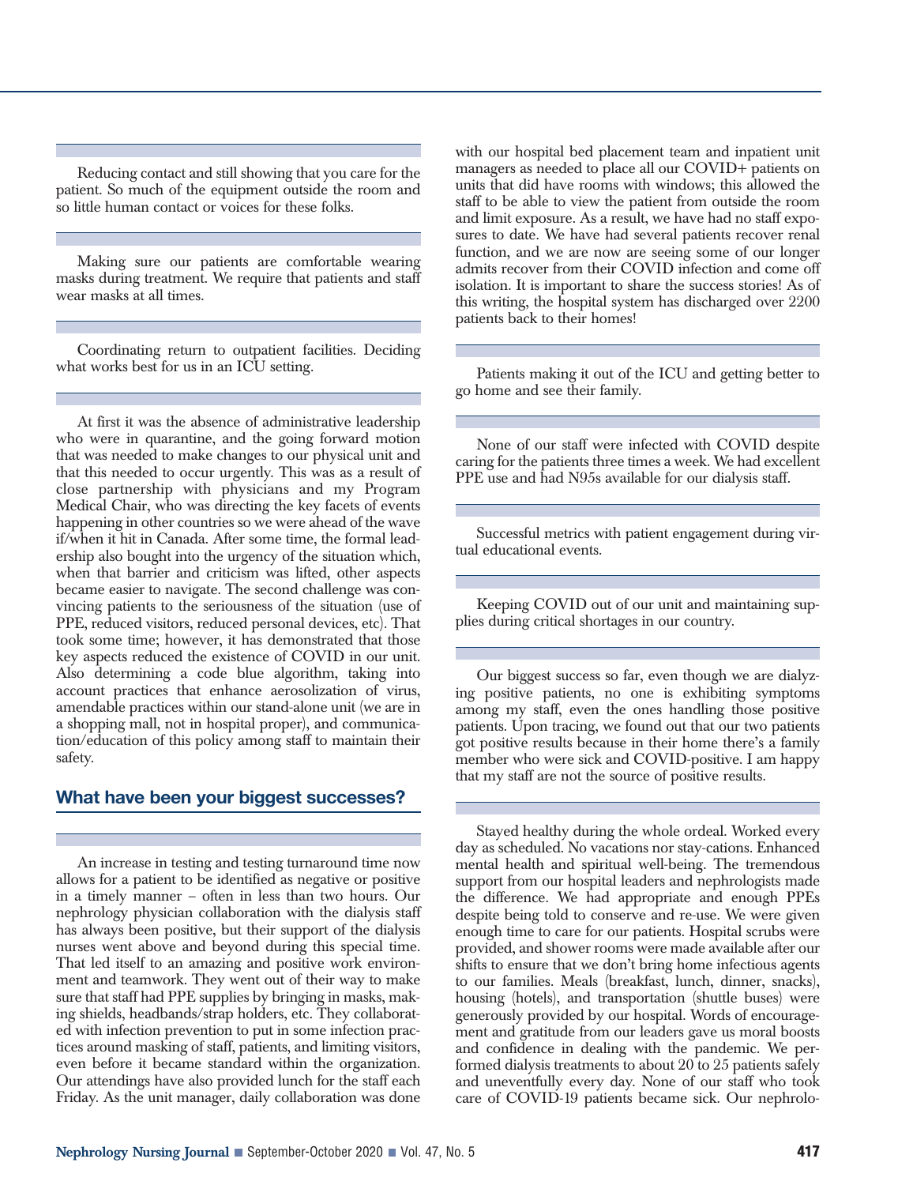Reducing contact and still showing that you care for the patient. So much of the equipment outside the room and so little human contact or voices for these folks.

Making sure our patients are comfortable wearing masks during treatment. We require that patients and staff wear masks at all times.

Coordinating return to outpatient facilities. Deciding what works best for us in an ICU setting.

At first it was the absence of administrative leadership who were in quarantine, and the going forward motion that was needed to make changes to our physical unit and that this needed to occur urgently. This was as a result of close partnership with physicians and my Program Medical Chair, who was directing the key facets of events happening in other countries so we were ahead of the wave if/when it hit in Canada. After some time, the formal leadership also bought into the urgency of the situation which, when that barrier and criticism was lifted, other aspects became easier to navigate. The second challenge was convincing patients to the seriousness of the situation (use of PPE, reduced visitors, reduced personal devices, etc). That took some time; however, it has demonstrated that those key aspects reduced the existence of COVID in our unit. Also determining a code blue algorithm, taking into account practices that enhance aerosolization of virus, amendable practices within our stand-alone unit (we are in a shopping mall, not in hospital proper), and communication/education of this policy among staff to maintain their safety.

## What have been your biggest successes?

An increase in testing and testing turnaround time now allows for a patient to be identified as negative or positive in a timely manner – often in less than two hours. Our nephrology physician collaboration with the dialysis staff has always been positive, but their support of the dialysis nurses went above and beyond during this special time. That led itself to an amazing and positive work environment and teamwork. They went out of their way to make sure that staff had PPE supplies by bringing in masks, making shields, headbands/strap holders, etc. They collaborated with infection prevention to put in some infection practices around masking of staff, patients, and limiting visitors, even before it became standard within the organization. Our attendings have also provided lunch for the staff each Friday. As the unit manager, daily collaboration was done with our hospital bed placement team and inpatient unit managers as needed to place all our COVID+ patients on units that did have rooms with windows; this allowed the staff to be able to view the patient from outside the room and limit exposure. As a result, we have had no staff exposures to date. We have had several patients recover renal function, and we are now are seeing some of our longer admits recover from their COVID infection and come off isolation. It is important to share the success stories! As of this writing, the hospital system has discharged over 2200 patients back to their homes!

Patients making it out of the ICU and getting better to go home and see their family.

None of our staff were infected with COVID despite caring for the patients three times a week. We had excellent PPE use and had N95s available for our dialysis staff.

Successful metrics with patient engagement during virtual educational events.

Keeping COVID out of our unit and maintaining supplies during critical shortages in our country.

Our biggest success so far, even though we are dialyzing positive patients, no one is exhibiting symptoms among my staff, even the ones handling those positive patients. Upon tracing, we found out that our two patients got positive results because in their home there's a family member who were sick and COVID-positive. I am happy that my staff are not the source of positive results.

Stayed healthy during the whole ordeal. Worked every day as scheduled. No vacations nor stay-cations. Enhanced mental health and spiritual well-being. The tremendous support from our hospital leaders and nephrologists made the difference. We had appropriate and enough PPEs despite being told to conserve and re-use. We were given enough time to care for our patients. Hospital scrubs were provided, and shower rooms were made available after our shifts to ensure that we don't bring home infectious agents to our families. Meals (breakfast, lunch, dinner, snacks), housing (hotels), and transportation (shuttle buses) were generously provided by our hospital. Words of encouragement and gratitude from our leaders gave us moral boosts and confidence in dealing with the pandemic. We performed dialysis treatments to about 20 to 25 patients safely and uneventfully every day. None of our staff who took care of COVID-19 patients became sick. Our nephrolo-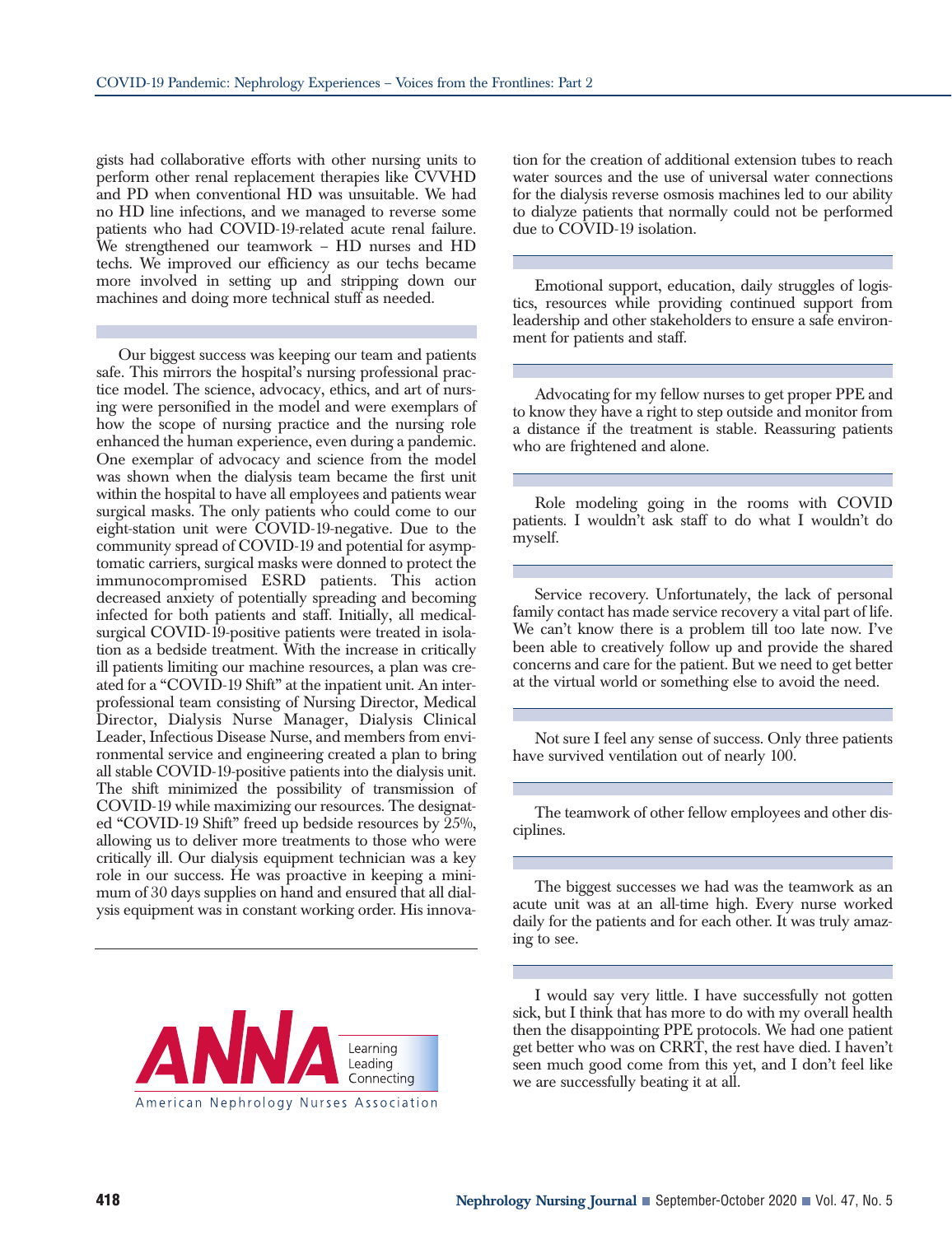gists had collaborative efforts with other nursing units to perform other renal replacement therapies like CVVHD and PD when conventional HD was unsuitable. We had no HD line infections, and we managed to reverse some patients who had COVID-19-related acute renal failure. We strengthened our teamwork – HD nurses and HD techs. We improved our efficiency as our techs became more involved in setting up and stripping down our machines and doing more technical stuff as needed.

---

Our biggest success was keeping our team and patients safe. This mirrors the hospital's nursing professional practice model. The science, advocacy, ethics, and art of nursing were personified in the model and were exemplars of how the scope of nursing practice and the nursing role enhanced the human experience, even during a pandemic. One exemplar of advocacy and science from the model was shown when the dialysis team became the first unit within the hospital to have all employees and patients wear surgical masks. The only patients who could come to our eight-station unit were COVID-19-negative. Due to the community spread of COVID-19 and potential for asymptomatic carriers, surgical masks were donned to protect the immunocompromised ESRD patients. This action decreased anxiety of potentially spreading and becoming infected for both patients and staff. Initially, all medical-surgical COVID-19-positive patients were treated in isolation as a bedside treatment. With the increase in critically ill patients limiting our machine resources, a plan was created for a "COVID-19 Shift" at the inpatient unit. An interprofessional team consisting of Nursing Director, Medical Director, Dialysis Nurse Manager, Dialysis Clinical Leader, Infectious Disease Nurse, and members from environmental service and engineering created a plan to bring all stable COVID-19-positive patients into the dialysis unit. The shift minimized the possibility of transmission of COVID-19 while maximizing our resources. The designated "COVID-19 Shift" freed up bedside resources by 25%, allowing us to deliver more treatments to those who were critically ill. Our dialysis equipment technician was a key role in our success. He was proactive in keeping a minimum of 30 days supplies on hand and ensured that all dialysis equipment was in constant working order. His innovation for the creation of additional extension tubes to reach water sources and the use of universal water connections for the dialysis reverse osmosis machines led to our ability to dialyze patients that normally could not be performed due to COVID-19 isolation.

---

Emotional support, education, daily struggles of logistics, resources while providing continued support from leadership and other stakeholders to ensure a safe environment for patients and staff.

---

Advocating for my fellow nurses to get proper PPE and to know they have a right to step outside and monitor from a distance if the treatment is stable. Reassuring patients who are frightened and alone.

---

Role modeling going in the rooms with COVID patients. I wouldn't ask staff to do what I wouldn't do myself.

---

Service recovery. Unfortunately, the lack of personal family contact has made service recovery a vital part of life. We can't know there is a problem till too late now. I've been able to creatively follow up and provide the shared concerns and care for the patient. But we need to get better at the virtual world or something else to avoid the need.

---

Not sure I feel any sense of success. Only three patients have survived ventilation out of nearly 100.

---

The teamwork of other fellow employees and other disciplines.

---

The biggest successes we had was the teamwork as an acute unit was at an all-time high. Every nurse worked daily for the patients and for each other. It was truly amazing to see.

---

I would say very little. I have successfully not gotten sick, but I think that has more to do with my overall health then the disappointing PPE protocols. We had one patient get better who was on CRRT, the rest have died. I haven't seen much good come from this yet, and I don't feel like we are successfully beating it at all.

ANNA Learning Leading Connecting
American Nephrology Nurses Association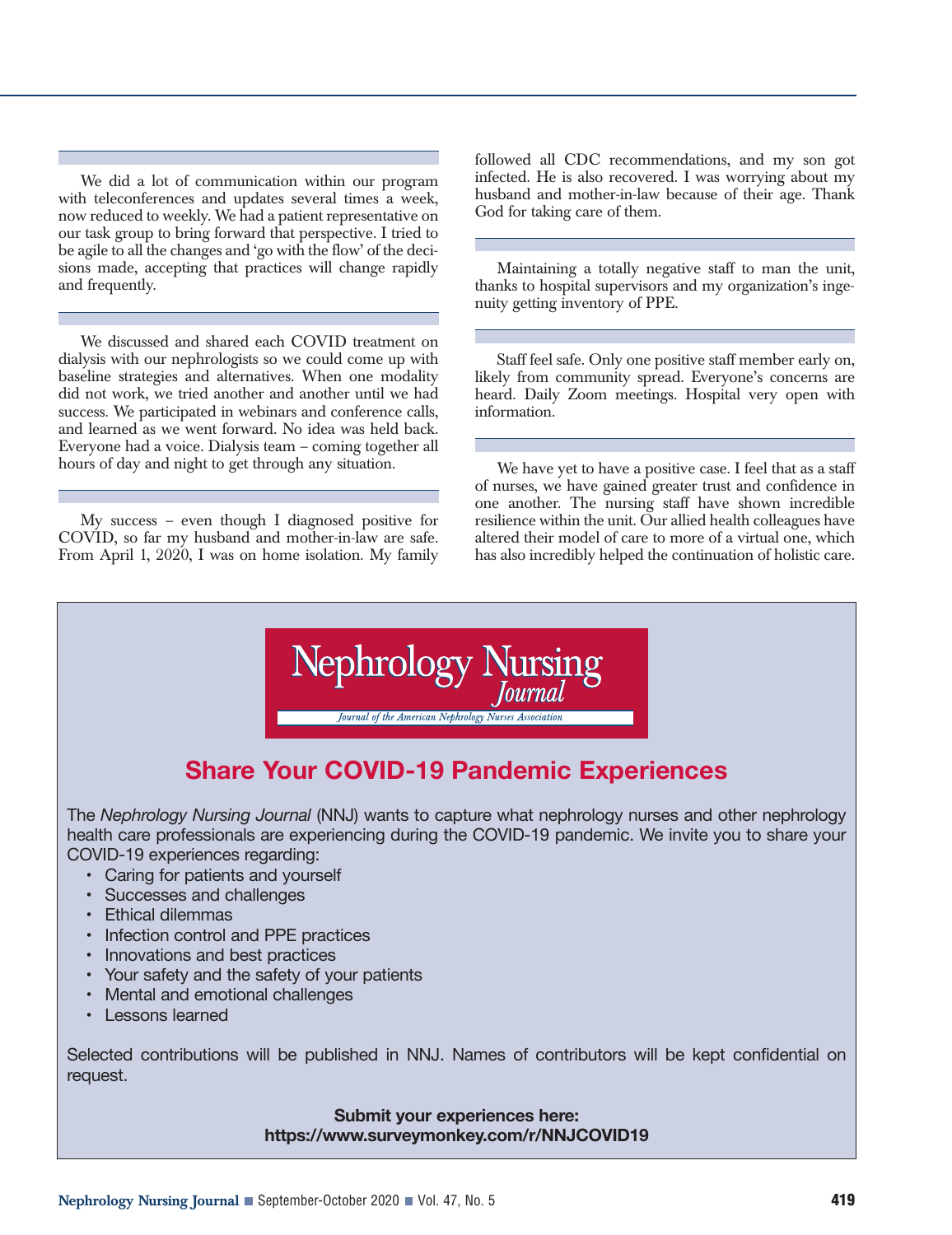We did a lot of communication within our program with teleconferences and updates several times a week, now reduced to weekly. We had a patient representative on our task group to bring forward that perspective. I tried to be agile to all the changes and 'go with the flow' of the decisions made, accepting that practices will change rapidly and frequently.

We discussed and shared each COVID treatment on dialysis with our nephrologists so we could come up with baseline strategies and alternatives. When one modality did not work, we tried another and another until we had success. We participated in webinars and conference calls, and learned as we went forward. No idea was held back. Everyone had a voice. Dialysis team – coming together all hours of day and night to get through any situation.

My success – even though I diagnosed positive for COVID, so far my husband and mother-in-law are safe. From April 1, 2020, I was on home isolation. My family followed all CDC recommendations, and my son got infected. He is also recovered. I was worrying about my husband and mother-in-law because of their age. Thank God for taking care of them.

Maintaining a totally negative staff to man the unit, thanks to hospital supervisors and my organization's ingenuity getting inventory of PPE.

Staff feel safe. Only one positive staff member early on, likely from community spread. Everyone's concerns are heard. Daily Zoom meetings. Hospital very open with information.

We have yet to have a positive case. I feel that as a staff of nurses, we have gained greater trust and confidence in one another. The nursing staff have shown incredible resilience within the unit. Our allied health colleagues have altered their model of care to more of a virtual one, which has also incredibly helped the continuation of holistic care.

---

Nephrology Nursing Journal

*Journal of the American Nephrology Nurses Association*

## Share Your COVID-19 Pandemic Experiences

The *Nephrology Nursing Journal* (NNJ) wants to capture what nephrology nurses and other nephrology health care professionals are experiencing during the COVID-19 pandemic. We invite you to share your COVID-19 experiences regarding:

- Caring for patients and yourself
- Successes and challenges
- Ethical dilemmas
- Infection control and PPE practices
- Innovations and best practices
- Your safety and the safety of your patients
- Mental and emotional challenges
- Lessons learned

Selected contributions will be published in NNJ. Names of contributors will be kept confidential on request.

**Submit your experiences here:**
**https://www.surveymonkey.com/r/NNJCOVID19**